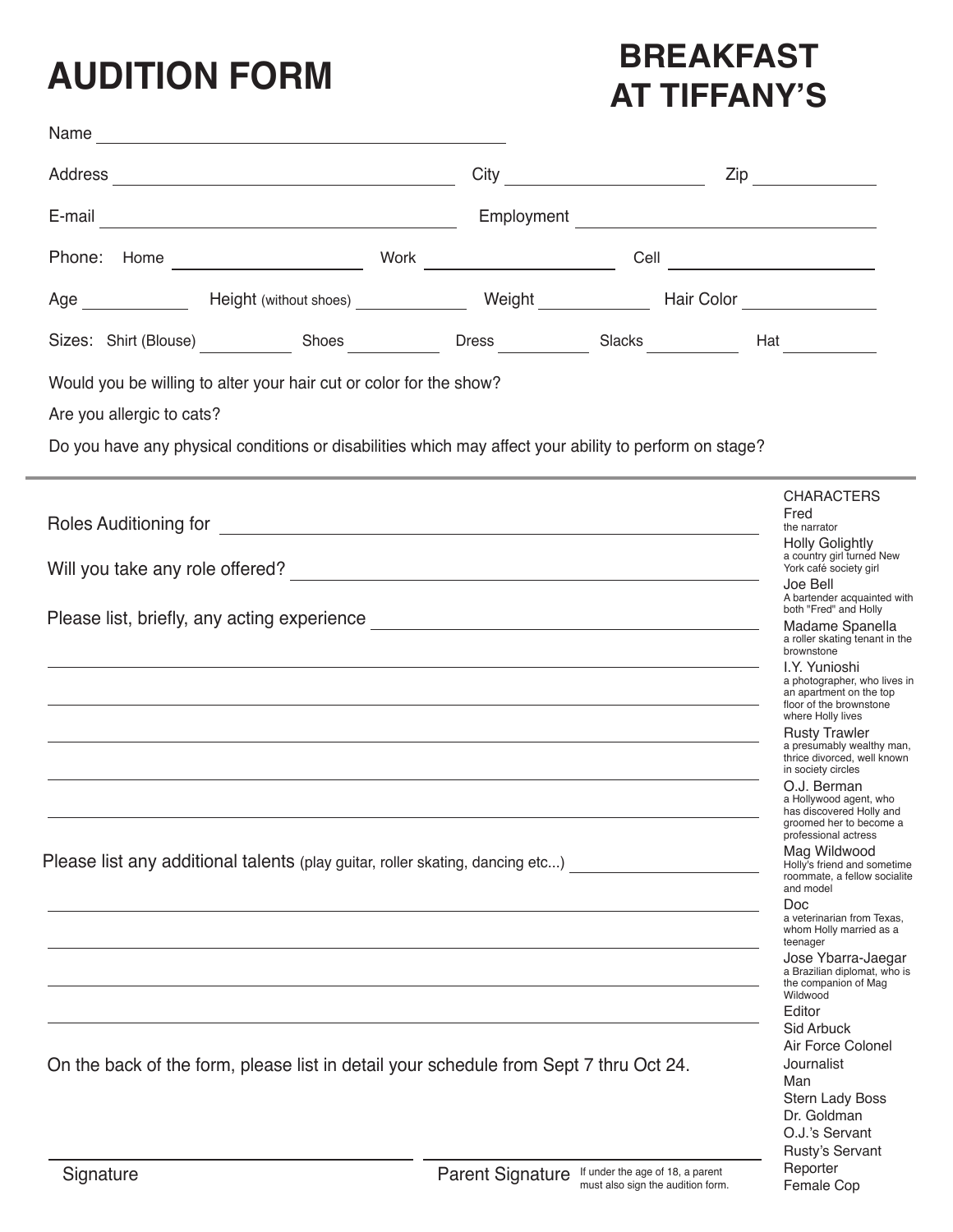# AUDITION FORM

# BREAKFAST AT TIFFANY'S

Name ______________________________

Address ______________________________ City ______________ Zip __________

E-mail ______________________________ Employment ______________________________

Phone: Home ______________ Work ______________ Cell ______________

Age ________ Height (without shoes) ________ Weight ________ Hair Color ________

Sizes: Shirt (Blouse) ________ Shoes ________ Dress ________ Slacks ________ Hat ________

Would you be willing to alter your hair cut or color for the show?

Are you allergic to cats?

Do you have any physical conditions or disabilities which may affect your ability to perform on stage?

---

Roles Auditioning for ______________________________

Will you take any role offered? ______________________________

Please list, briefly, any acting experience ______________________________

______________________________

______________________________

______________________________

______________________________

______________________________

Please list any additional talents (play guitar, roller skating, dancing etc...) ______________________________

______________________________

______________________________

______________________________

______________________________

On the back of the form, please list in detail your schedule from Sept 7 thru Oct 24.

______________________________ Signature

______________________________ Parent Signature — If under the age of 18, a parent must also sign the audition form.

CHARACTERS

- Fred — the narrator
- Holly Golightly — a country girl turned New York café society girl
- Joe Bell — A bartender acquainted with both "Fred" and Holly
- Madame Spanella — a roller skating tenant in the brownstone
- I.Y. Yunioshi — a photographer, who lives in an apartment on the top floor of the brownstone where Holly lives
- Rusty Trawler — a presumably wealthy man, thrice divorced, well known in society circles
- O.J. Berman — a Hollywood agent, who has discovered Holly and groomed her to become a professional actress
- Mag Wildwood — Holly's friend and sometime roommate, a fellow socialite and model
- Doc — a veterinarian from Texas, whom Holly married as a teenager
- Jose Ybarra-Jaegar — a Brazilian diplomat, who is the companion of Mag Wildwood
- Editor
- Sid Arbuck
- Air Force Colonel
- Journalist
- Man
- Stern Lady Boss
- Dr. Goldman
- O.J.'s Servant
- Rusty's Servant
- Reporter
- Female Cop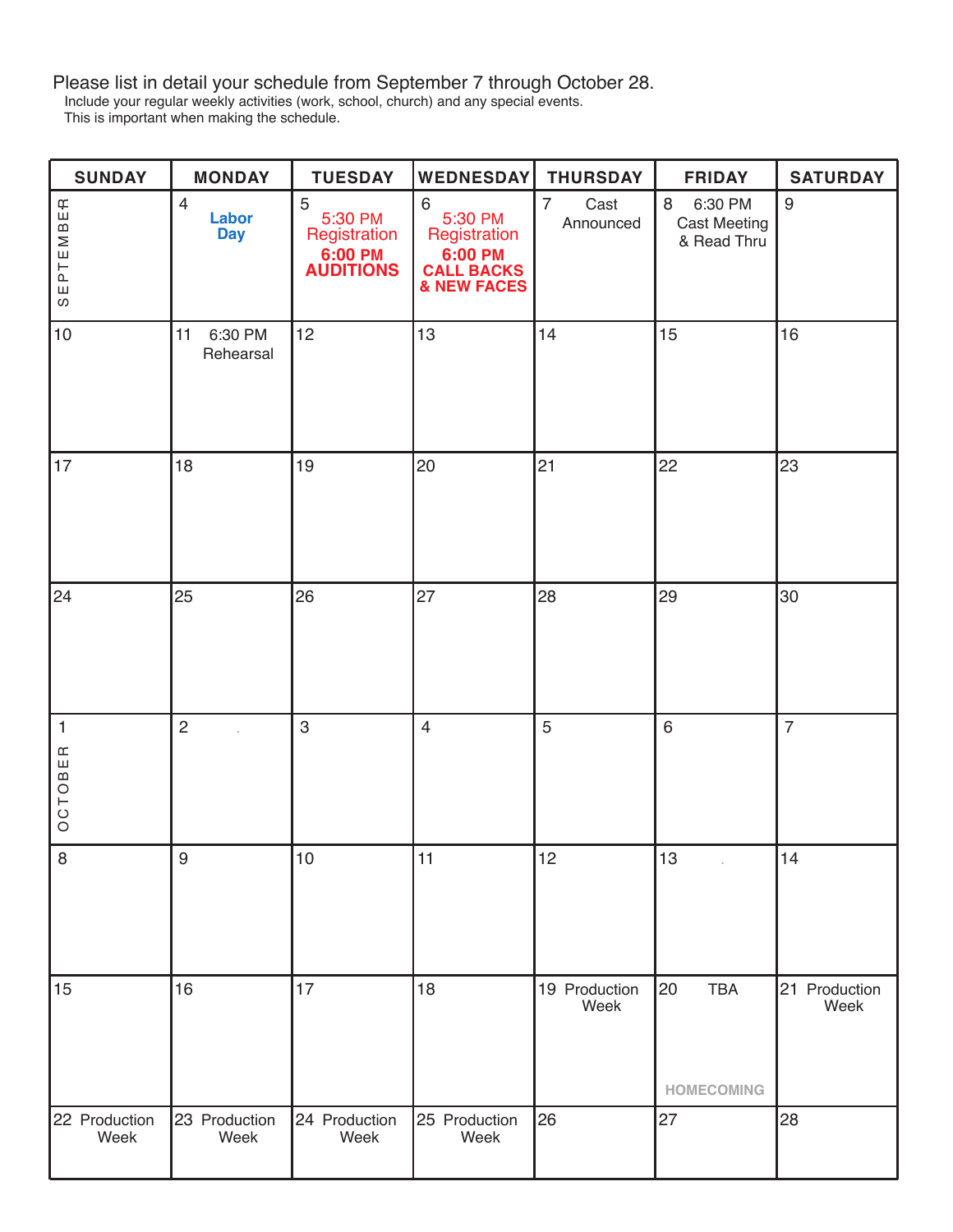Please list in detail your schedule from September 7 through October 28.

Include your regular weekly activities (work, school, church) and any special events.
This is important when making the schedule.

| SUNDAY | MONDAY | TUESDAY | WEDNESDAY | THURSDAY | FRIDAY | SATURDAY |
|---|---|---|---|---|---|---|
| SEPTEMBER | 4 **Labor Day** | 5 5:30 PM Registration **6:00 PM AUDITIONS** | 6 5:30 PM Registration **6:00 PM CALL BACKS & NEW FACES** | 7 Cast Announced | 8 6:30 PM Cast Meeting & Read Thru | 9 |
| 10 | 11 6:30 PM Rehearsal | 12 | 13 | 14 | 15 | 16 |
| 17 | 18 | 19 | 20 | 21 | 22 | 23 |
| 24 | 25 | 26 | 27 | 28 | 29 | 30 |
| 1 OCTOBER | 2 | 3 | 4 | 5 | 6 | 7 |
| 8 | 9 | 10 | 11 | 12 | 13 | 14 |
| 15 | 16 | 17 | 18 | 19 Production Week | 20 TBA HOMECOMING | 21 Production Week |
| 22 Production Week | 23 Production Week | 24 Production Week | 25 Production Week | 26 | 27 | 28 |